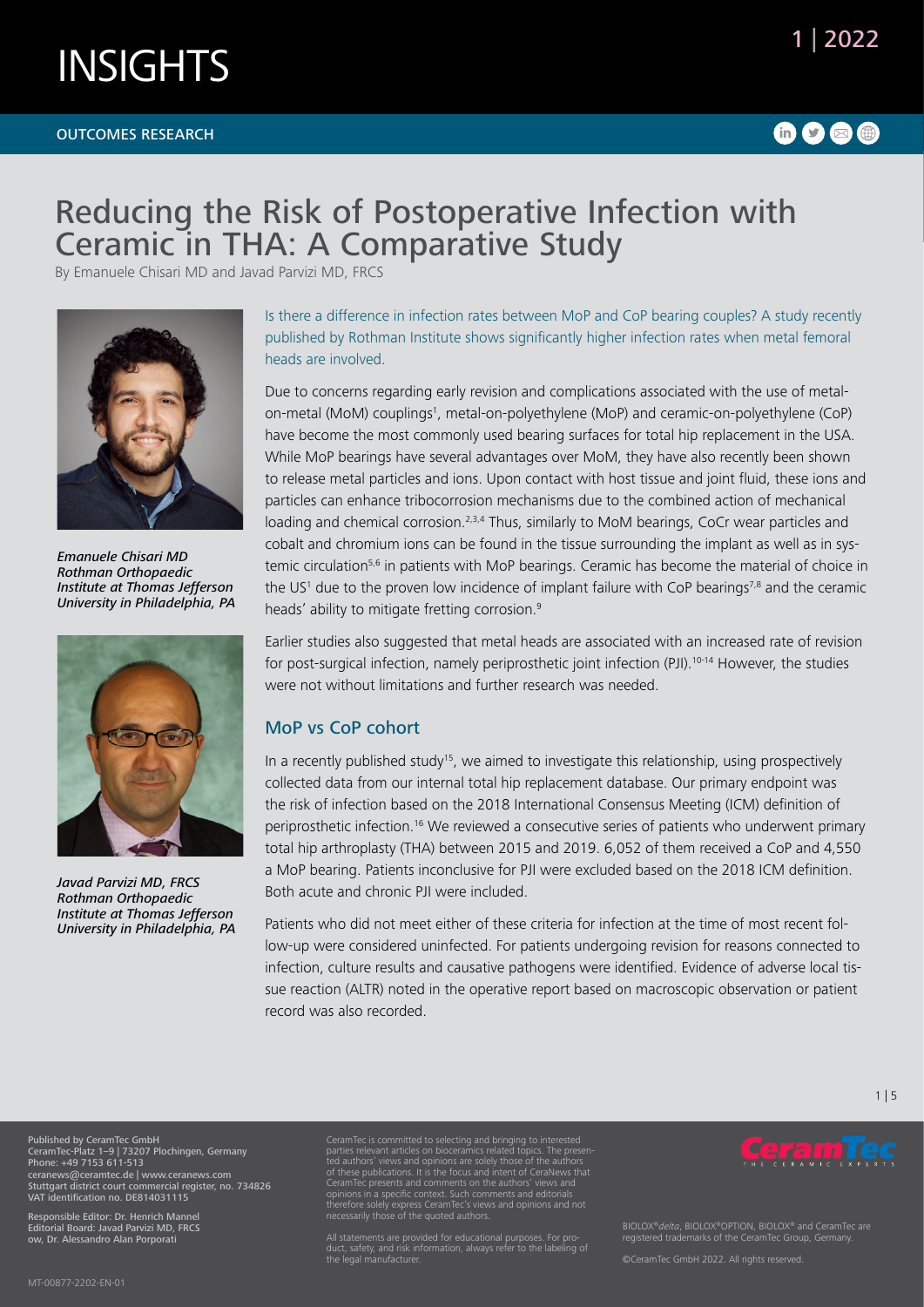# INSIGHTS

OUTCOMES RESEARCH

## Reducing the Risk of Postoperative Infection with Ceramic in THA: A Comparative Study

By Emanuele Chisari MD and Javad Parvizi MD, FRCS

*Emanuele Chisari MD*
*Rothman Orthopaedic Institute at Thomas Jefferson University in Philadelphia, PA*

*Javad Parvizi MD, FRCS*
*Rothman Orthopaedic Institute at Thomas Jefferson University in Philadelphia, PA*

Is there a difference in infection rates between MoP and CoP bearing couples? A study recently published by Rothman Institute shows significantly higher infection rates when metal femoral heads are involved.

Due to concerns regarding early revision and complications associated with the use of metal-on-metal (MoM) couplings[1], metal-on-polyethylene (MoP) and ceramic-on-polyethylene (CoP) have become the most commonly used bearing surfaces for total hip replacement in the USA. While MoP bearings have several advantages over MoM, they have also recently been shown to release metal particles and ions. Upon contact with host tissue and joint fluid, these ions and particles can enhance tribocorrosion mechanisms due to the combined action of mechanical loading and chemical corrosion.[2,3,4] Thus, similarly to MoM bearings, CoCr wear particles and cobalt and chromium ions can be found in the tissue surrounding the implant as well as in systemic circulation[5,6] in patients with MoP bearings. Ceramic has become the material of choice in the US[1] due to the proven low incidence of implant failure with CoP bearings[7,8] and the ceramic heads' ability to mitigate fretting corrosion.[9]

Earlier studies also suggested that metal heads are associated with an increased rate of revision for post-surgical infection, namely periprosthetic joint infection (PJI).[10-14] However, the studies were not without limitations and further research was needed.

### MoP vs CoP cohort

In a recently published study[15], we aimed to investigate this relationship, using prospectively collected data from our internal total hip replacement database. Our primary endpoint was the risk of infection based on the 2018 International Consensus Meeting (ICM) definition of periprosthetic infection.[16] We reviewed a consecutive series of patients who underwent primary total hip arthroplasty (THA) between 2015 and 2019. 6,052 of them received a CoP and 4,550 a MoP bearing. Patients inconclusive for PJI were excluded based on the 2018 ICM definition. Both acute and chronic PJI were included.

Patients who did not meet either of these criteria for infection at the time of most recent follow-up were considered uninfected. For patients undergoing revision for reasons connected to infection, culture results and causative pathogens were identified. Evidence of adverse local tissue reaction (ALTR) noted in the operative report based on macroscopic observation or patient record was also recorded.

Published by CeramTec GmbH
CeramTec-Platz 1–9 | 73207 Plochingen, Germany
Phone: +49 7153 611-513
ceranews@ceramtec.de | www.ceranews.com
Stuttgart district court commercial register, no. 734826
VAT identification no. DE814031115

Responsible Editor: Dr. Henrich Mannel
Editorial Board: Javad Parvizi MD, FRCS
ow, Dr. Alessandro Alan Porporati

CeramTec is committed to selecting and bringing to interested parties relevant articles on bioceramics related topics. The presented authors' views and opinions are solely those of the authors of these publications. It is the focus and intent of CeraNews that CeramTec presents and comments on the authors' views and opinions in a specific context. Such comments and editorials therefore solely express CeramTec's views and opinions and not necessarily those of the quoted authors.

All statements are provided for educational purposes. For product, safety, and risk information, always refer to the labeling of the legal manufacturer.

BIOLOX®*delta*, BIOLOX®OPTION, BIOLOX® and CeramTec are registered trademarks of the CeramTec Group, Germany.

©CeramTec GmbH 2022. All rights reserved.

MT-00877-2202-EN-01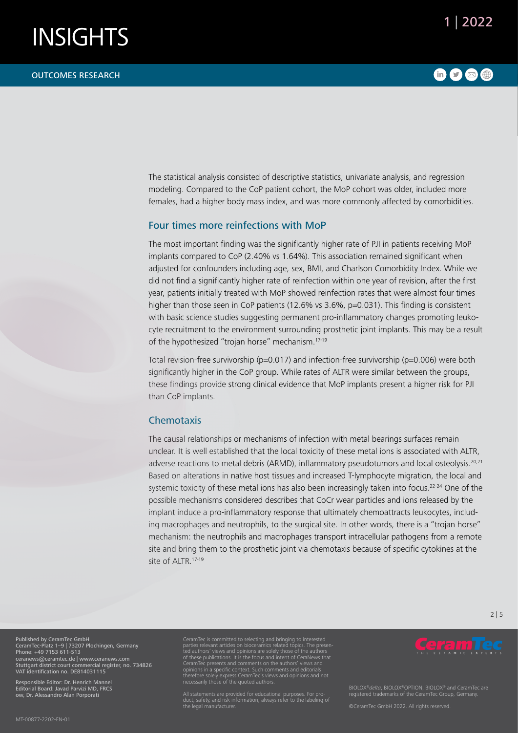The statistical analysis consisted of descriptive statistics, univariate analysis, and regression modeling. Compared to the CoP patient cohort, the MoP cohort was older, included more females, had a higher body mass index, and was more commonly affected by comorbidities.

## Four times more reinfections with MoP

The most important finding was the significantly higher rate of PJI in patients receiving MoP implants compared to CoP (2.40% vs 1.64%). This association remained significant when adjusted for confounders including age, sex, BMI, and Charlson Comorbidity Index. While we did not find a significantly higher rate of reinfection within one year of revision, after the first year, patients initially treated with MoP showed reinfection rates that were almost four times higher than those seen in CoP patients (12.6% vs 3.6%, $p=0.031$). This finding is consistent with basic science studies suggesting permanent pro-inflammatory changes promoting leukocyte recruitment to the environment surrounding prosthetic joint implants. This may be a result of the hypothesized "trojan horse" mechanism.[17-19]

Total revision-free survivorship ($p=0.017$) and infection-free survivorship ($p=0.006$) were both significantly higher in the CoP group. While rates of ALTR were similar between the groups, these findings provide strong clinical evidence that MoP implants present a higher risk for PJI than CoP implants.

## Chemotaxis

The causal relationships or mechanisms of infection with metal bearings surfaces remain unclear. It is well established that the local toxicity of these metal ions is associated with ALTR, adverse reactions to metal debris (ARMD), inflammatory pseudotumors and local osteolysis.[20,21] Based on alterations in native host tissues and increased T-lymphocyte migration, the local and systemic toxicity of these metal ions has also been increasingly taken into focus.[22-24] One of the possible mechanisms considered describes that CoCr wear particles and ions released by the implant induce a pro-inflammatory response that ultimately chemoattracts leukocytes, including macrophages and neutrophils, to the surgical site. In other words, there is a "trojan horse" mechanism: the neutrophils and macrophages transport intracellular pathogens from a remote site and bring them to the prosthetic joint via chemotaxis because of specific cytokines at the site of ALTR.[17-19]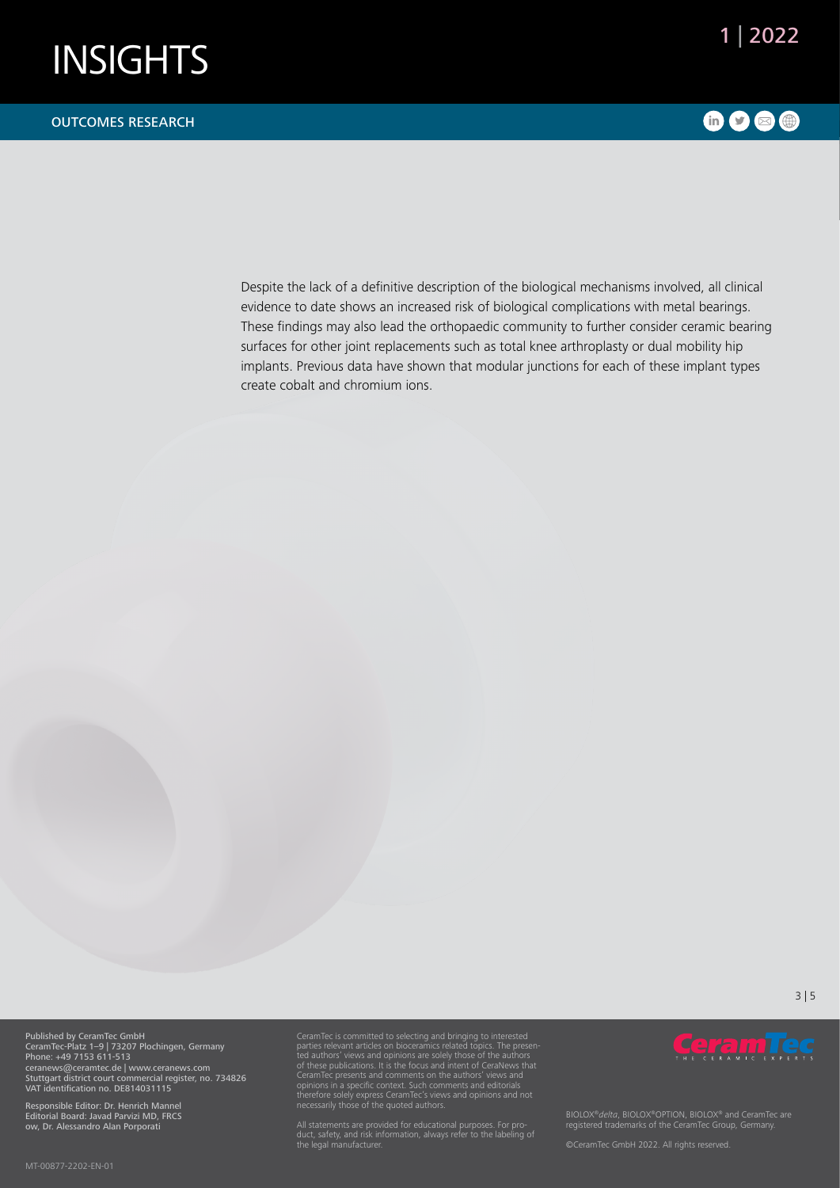Despite the lack of a definitive description of the biological mechanisms involved, all clinical evidence to date shows an increased risk of biological complications with metal bearings. These findings may also lead the orthopaedic community to further consider ceramic bearing surfaces for other joint replacements such as total knee arthroplasty or dual mobility hip implants. Previous data have shown that modular junctions for each of these implant types create cobalt and chromium ions.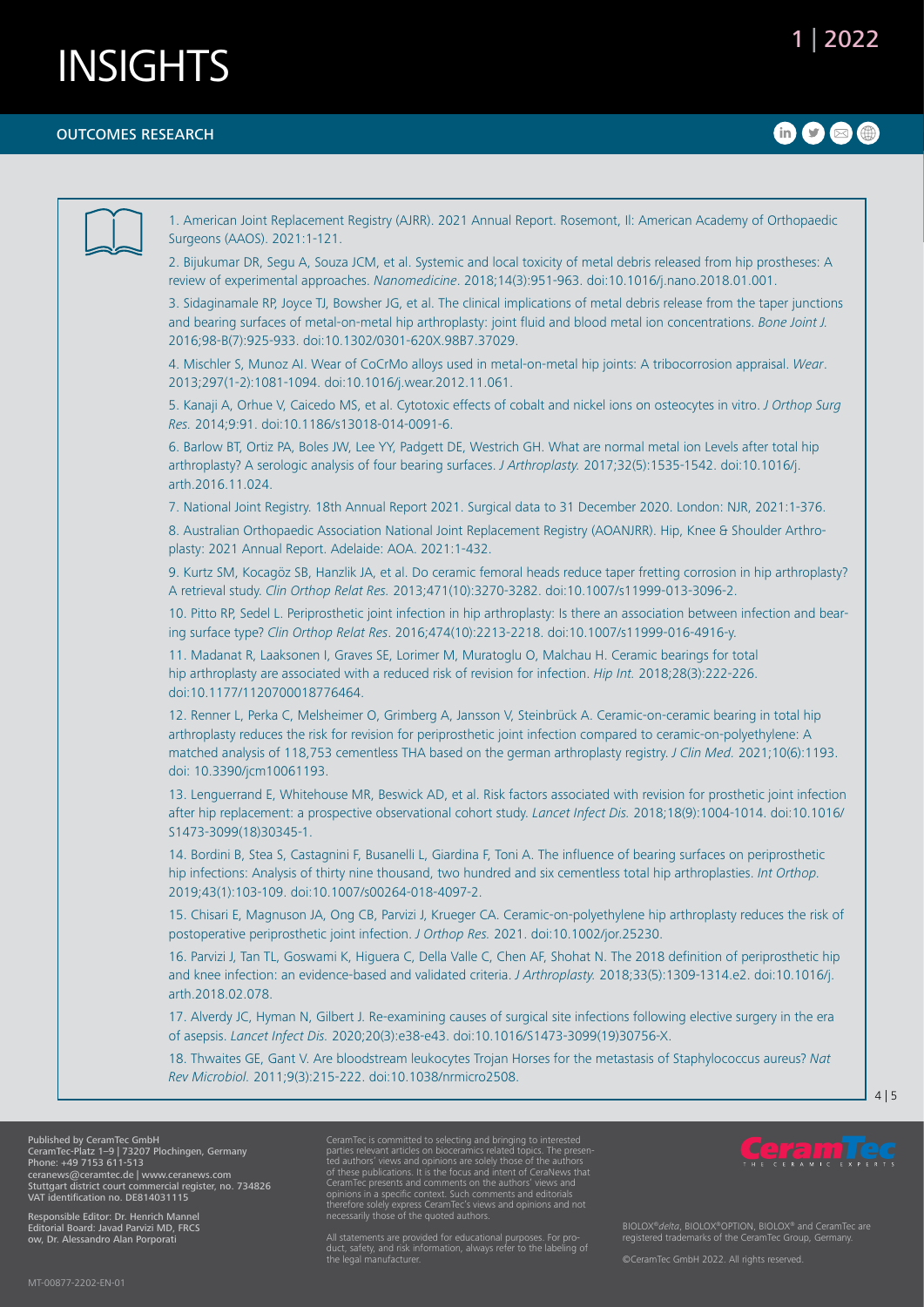1. American Joint Replacement Registry (AJRR). 2021 Annual Report. Rosemont, Il: American Academy of Orthopaedic Surgeons (AAOS). 2021:1-121.

2. Bijukumar DR, Segu A, Souza JCM, et al. Systemic and local toxicity of metal debris released from hip prostheses: A review of experimental approaches. *Nanomedicine*. 2018;14(3):951-963. doi:10.1016/j.nano.2018.01.001.

3. Sidaginamale RP, Joyce TJ, Bowsher JG, et al. The clinical implications of metal debris release from the taper junctions and bearing surfaces of metal-on-metal hip arthroplasty: joint fluid and blood metal ion concentrations. *Bone Joint J.* 2016;98-B(7):925-933. doi:10.1302/0301-620X.98B7.37029.

4. Mischler S, Munoz AI. Wear of CoCrMo alloys used in metal-on-metal hip joints: A tribocorrosion appraisal. *Wear*. 2013;297(1-2):1081-1094. doi:10.1016/j.wear.2012.11.061.

5. Kanaji A, Orhue V, Caicedo MS, et al. Cytotoxic effects of cobalt and nickel ions on osteocytes in vitro. *J Orthop Surg Res.* 2014;9:91. doi:10.1186/s13018-014-0091-6.

6. Barlow BT, Ortiz PA, Boles JW, Lee YY, Padgett DE, Westrich GH. What are normal metal ion Levels after total hip arthroplasty? A serologic analysis of four bearing surfaces. *J Arthroplasty.* 2017;32(5):1535-1542. doi:10.1016/j.arth.2016.11.024.

7. National Joint Registry. 18th Annual Report 2021. Surgical data to 31 December 2020. London: NJR, 2021:1-376.

8. Australian Orthopaedic Association National Joint Replacement Registry (AOANJRR). Hip, Knee & Shoulder Arthroplasty: 2021 Annual Report. Adelaide: AOA. 2021:1-432.

9. Kurtz SM, Kocagöz SB, Hanzlik JA, et al. Do ceramic femoral heads reduce taper fretting corrosion in hip arthroplasty? A retrieval study. *Clin Orthop Relat Res.* 2013;471(10):3270-3282. doi:10.1007/s11999-013-3096-2.

10. Pitto RP, Sedel L. Periprosthetic joint infection in hip arthroplasty: Is there an association between infection and bearing surface type? *Clin Orthop Relat Res*. 2016;474(10):2213-2218. doi:10.1007/s11999-016-4916-y.

11. Madanat R, Laaksonen I, Graves SE, Lorimer M, Muratoglu O, Malchau H. Ceramic bearings for total hip arthroplasty are associated with a reduced risk of revision for infection. *Hip Int.* 2018;28(3):222-226. doi:10.1177/1120700018776464.

12. Renner L, Perka C, Melsheimer O, Grimberg A, Jansson V, Steinbrück A. Ceramic-on-ceramic bearing in total hip arthroplasty reduces the risk for revision for periprosthetic joint infection compared to ceramic-on-polyethylene: A matched analysis of 118,753 cementless THA based on the german arthroplasty registry. *J Clin Med.* 2021;10(6):1193. doi: 10.3390/jcm10061193.

13. Lenguerrand E, Whitehouse MR, Beswick AD, et al. Risk factors associated with revision for prosthetic joint infection after hip replacement: a prospective observational cohort study. *Lancet Infect Dis.* 2018;18(9):1004-1014. doi:10.1016/S1473-3099(18)30345-1.

14. Bordini B, Stea S, Castagnini F, Busanelli L, Giardina F, Toni A. The influence of bearing surfaces on periprosthetic hip infections: Analysis of thirty nine thousand, two hundred and six cementless total hip arthroplasties. *Int Orthop*. 2019;43(1):103-109. doi:10.1007/s00264-018-4097-2.

15. Chisari E, Magnuson JA, Ong CB, Parvizi J, Krueger CA. Ceramic-on-polyethylene hip arthroplasty reduces the risk of postoperative periprosthetic joint infection. *J Orthop Res.* 2021. doi:10.1002/jor.25230.

16. Parvizi J, Tan TL, Goswami K, Higuera C, Della Valle C, Chen AF, Shohat N. The 2018 definition of periprosthetic hip and knee infection: an evidence-based and validated criteria. *J Arthroplasty.* 2018;33(5):1309-1314.e2. doi:10.1016/j.arth.2018.02.078.

17. Alverdy JC, Hyman N, Gilbert J. Re-examining causes of surgical site infections following elective surgery in the era of asepsis. *Lancet Infect Dis.* 2020;20(3):e38-e43. doi:10.1016/S1473-3099(19)30756-X.

18. Thwaites GE, Gant V. Are bloodstream leukocytes Trojan Horses for the metastasis of Staphylococcus aureus? *Nat Rev Microbiol.* 2011;9(3):215-222. doi:10.1038/nrmicro2508.

Published by CeramTec GmbH
CeramTec-Platz 1–9 | 73207 Plochingen, Germany
Phone: +49 7153 611-513
ceranews@ceramtec.de | www.ceranews.com
Stuttgart district court commercial register, no. 734826
VAT identification no. DE814031115

Responsible Editor: Dr. Henrich Mannel
Editorial Board: Javad Parvizi MD, FRCS
ow, Dr. Alessandro Alan Porporati

CeramTec is committed to selecting and bringing to interested parties relevant articles on bioceramics related topics. The presented authors' views and opinions are solely those of the authors of these publications. It is the focus and intent of CeraNews that CeramTec presents and comments on the authors' views and opinions in a specific context. Such comments and editorials therefore solely express CeramTec's views and opinions and not necessarily those of the quoted authors.

All statements are provided for educational purposes. For product, safety, and risk information, always refer to the labeling of the legal manufacturer.

BIOLOX®*delta*, BIOLOX®OPTION, BIOLOX® and CeramTec are registered trademarks of the CeramTec Group, Germany.

©CeramTec GmbH 2022. All rights reserved.

MT-00877-2202-EN-01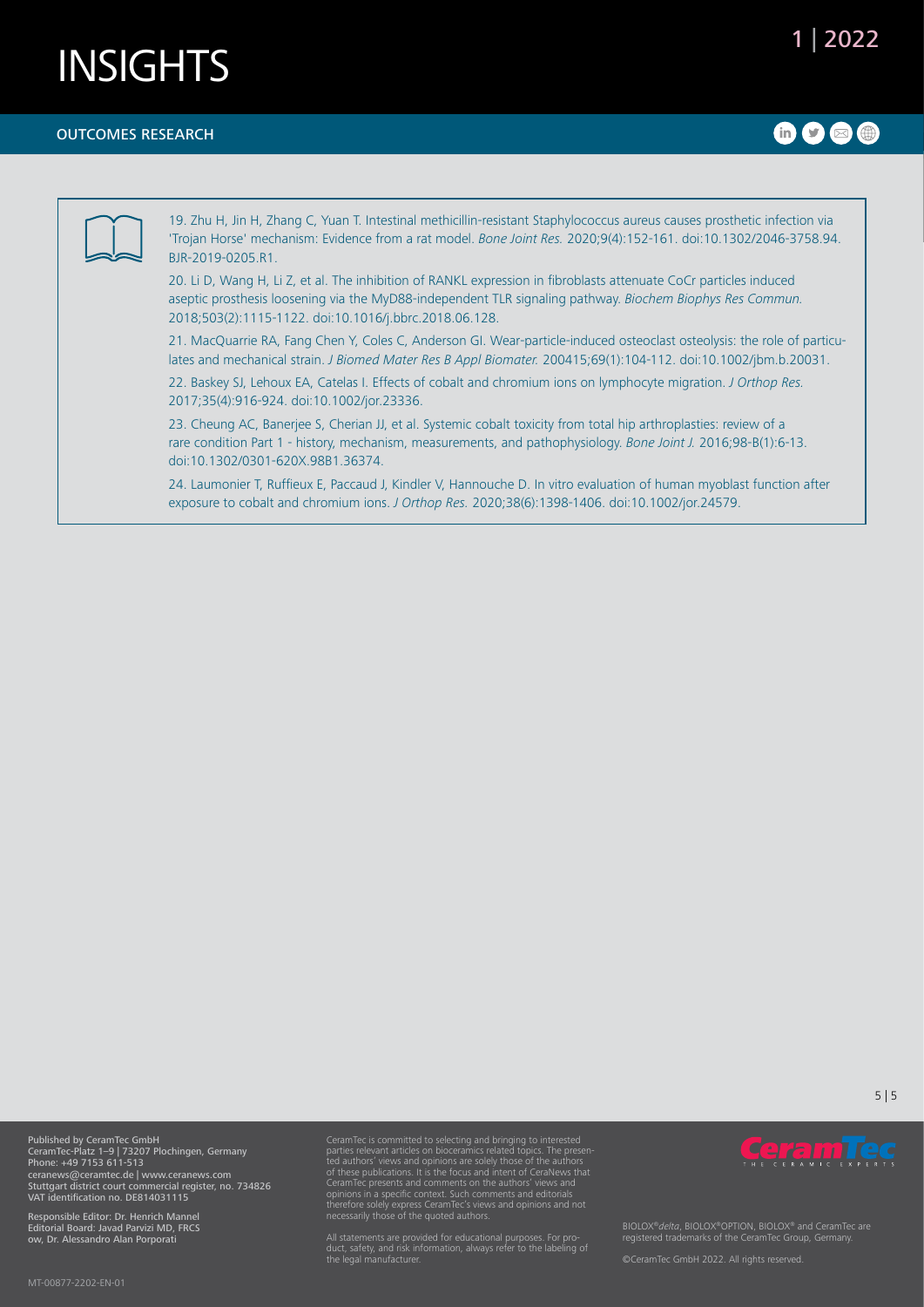19. Zhu H, Jin H, Zhang C, Yuan T. Intestinal methicillin-resistant Staphylococcus aureus causes prosthetic infection via 'Trojan Horse' mechanism: Evidence from a rat model. *Bone Joint Res.* 2020;9(4):152-161. doi:10.1302/2046-3758.94.BJR-2019-0205.R1.

20. Li D, Wang H, Li Z, et al. The inhibition of RANKL expression in fibroblasts attenuate CoCr particles induced aseptic prosthesis loosening via the MyD88-independent TLR signaling pathway. *Biochem Biophys Res Commun.* 2018;503(2):1115-1122. doi:10.1016/j.bbrc.2018.06.128.

21. MacQuarrie RA, Fang Chen Y, Coles C, Anderson GI. Wear-particle-induced osteoclast osteolysis: the role of particulates and mechanical strain. *J Biomed Mater Res B Appl Biomater.* 200415;69(1):104-112. doi:10.1002/jbm.b.20031.

22. Baskey SJ, Lehoux EA, Catelas I. Effects of cobalt and chromium ions on lymphocyte migration. *J Orthop Res.* 2017;35(4):916-924. doi:10.1002/jor.23336.

23. Cheung AC, Banerjee S, Cherian JJ, et al. Systemic cobalt toxicity from total hip arthroplasties: review of a rare condition Part 1 - history, mechanism, measurements, and pathophysiology. *Bone Joint J.* 2016;98-B(1):6-13. doi:10.1302/0301-620X.98B1.36374.

24. Laumonier T, Ruffieux E, Paccaud J, Kindler V, Hannouche D. In vitro evaluation of human myoblast function after exposure to cobalt and chromium ions. *J Orthop Res.* 2020;38(6):1398-1406. doi:10.1002/jor.24579.

Published by CeramTec GmbH
CeramTec-Platz 1–9 | 73207 Plochingen, Germany
Phone: +49 7153 611-513
ceranews@ceramtec.de | www.ceranews.com
Stuttgart district court commercial register, no. 734826
VAT identification no. DE814031115

Responsible Editor: Dr. Henrich Mannel
Editorial Board: Javad Parvizi MD, FRCS
ow, Dr. Alessandro Alan Porporati

CeramTec is committed to selecting and bringing to interested parties relevant articles on bioceramics related topics. The presented authors' views and opinions are solely those of the authors of these publications. It is the focus and intent of CeraNews that CeramTec presents and comments on the authors' views and opinions in a specific context. Such comments and editorials therefore solely express CeramTec's views and opinions and not necessarily those of the quoted authors.

All statements are provided for educational purposes. For product, safety, and risk information, always refer to the labeling of the legal manufacturer.

BIOLOX®*delta*, BIOLOX®OPTION, BIOLOX® and CeramTec are registered trademarks of the CeramTec Group, Germany.

©CeramTec GmbH 2022. All rights reserved.

MT-00877-2202-EN-01